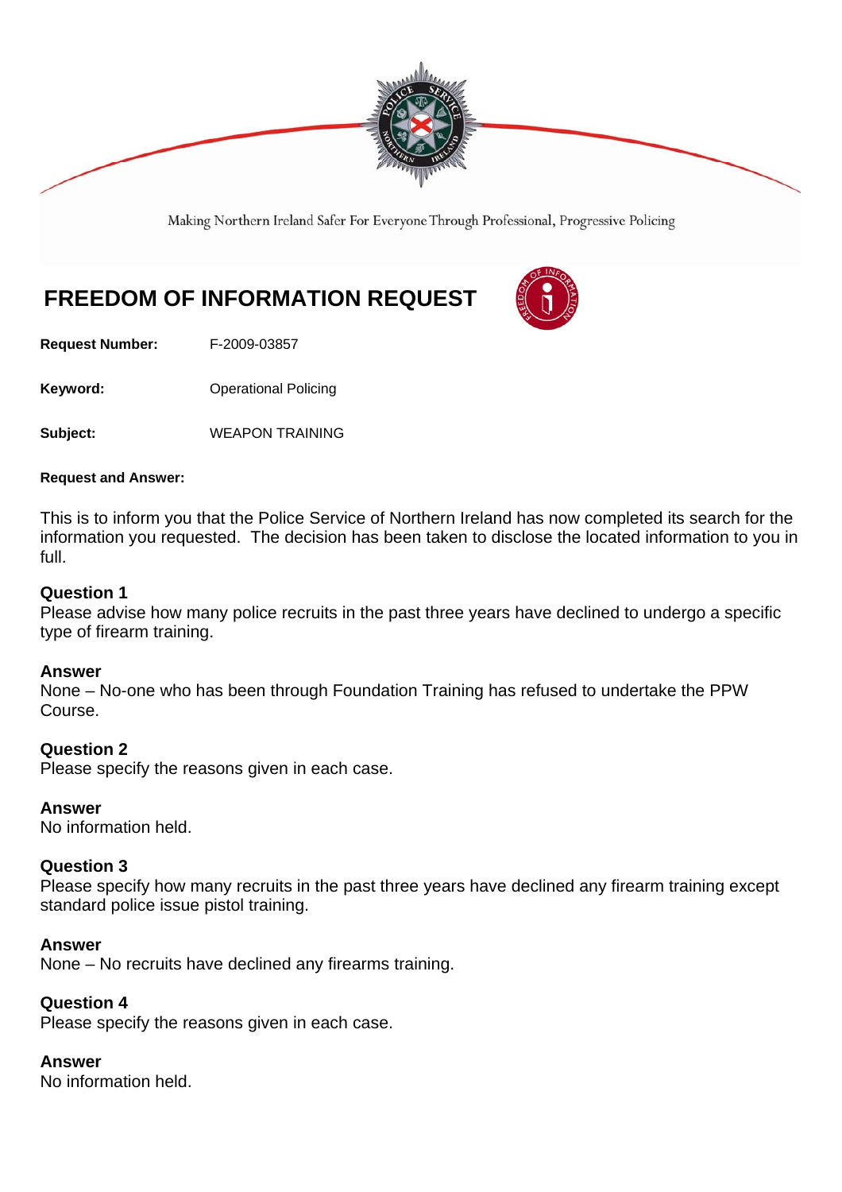Making Northern Ireland Safer For Everyone Through Professional, Progressive Policing

# FREEDOM OF INFORMATION REQUEST

**Request Number:** F-2009-03857

**Keyword:** Operational Policing

**Subject:** WEAPON TRAINING

**Request and Answer:**

This is to inform you that the Police Service of Northern Ireland has now completed its search for the information you requested. The decision has been taken to disclose the located information to you in full.

**Question 1**
Please advise how many police recruits in the past three years have declined to undergo a specific type of firearm training.

**Answer**
None – No-one who has been through Foundation Training has refused to undertake the PPW Course.

**Question 2**
Please specify the reasons given in each case.

**Answer**
No information held.

**Question 3**
Please specify how many recruits in the past three years have declined any firearm training except standard police issue pistol training.

**Answer**
None – No recruits have declined any firearms training.

**Question 4**
Please specify the reasons given in each case.

**Answer**
No information held.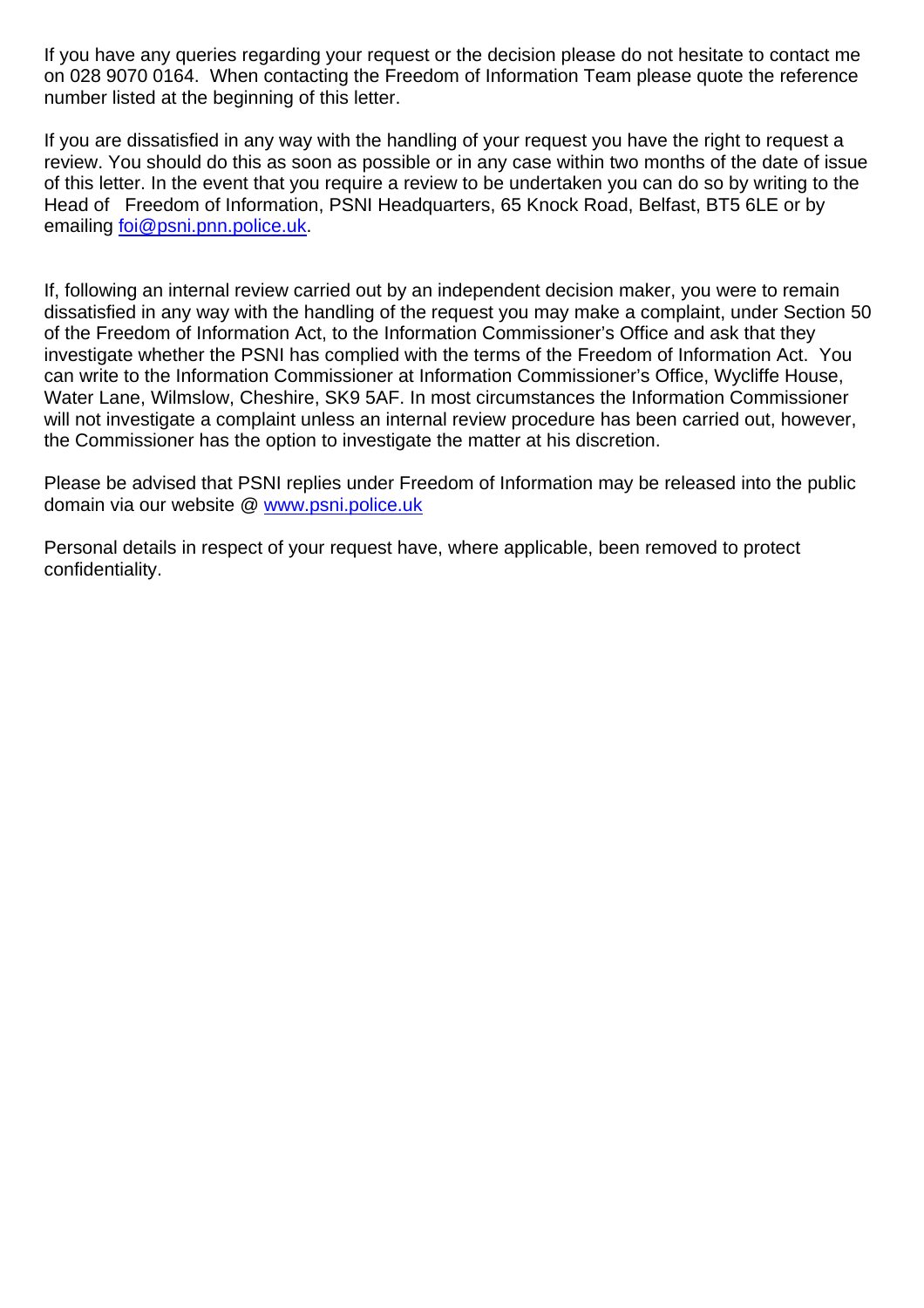If you have any queries regarding your request or the decision please do not hesitate to contact me on 028 9070 0164. When contacting the Freedom of Information Team please quote the reference number listed at the beginning of this letter.

If you are dissatisfied in any way with the handling of your request you have the right to request a review. You should do this as soon as possible or in any case within two months of the date of issue of this letter. In the event that you require a review to be undertaken you can do so by writing to the Head of Freedom of Information, PSNI Headquarters, 65 Knock Road, Belfast, BT5 6LE or by emailing [foi@psni.pnn.police.uk](mailto:foi@psni.pnn.police.uk).

If, following an internal review carried out by an independent decision maker, you were to remain dissatisfied in any way with the handling of the request you may make a complaint, under Section 50 of the Freedom of Information Act, to the Information Commissioner's Office and ask that they investigate whether the PSNI has complied with the terms of the Freedom of Information Act. You can write to the Information Commissioner at Information Commissioner's Office, Wycliffe House, Water Lane, Wilmslow, Cheshire, SK9 5AF. In most circumstances the Information Commissioner will not investigate a complaint unless an internal review procedure has been carried out, however, the Commissioner has the option to investigate the matter at his discretion.

Please be advised that PSNI replies under Freedom of Information may be released into the public domain via our website @ [www.psni.police.uk](http://www.psni.police.uk)

Personal details in respect of your request have, where applicable, been removed to protect confidentiality.